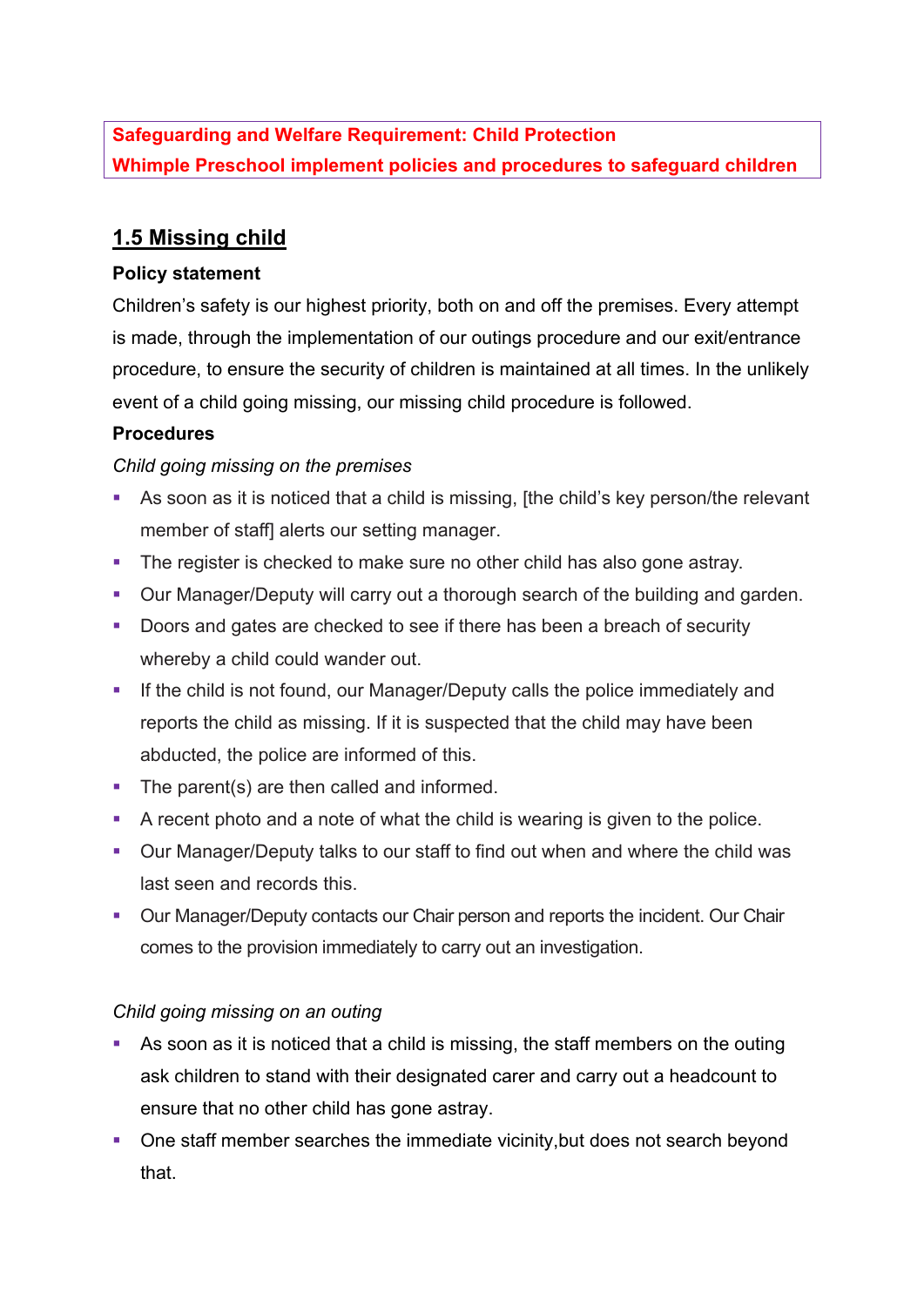**Safeguarding and Welfare Requirement: Child Protection**
**Whimple Preschool implement policies and procedures to safeguard children**

## 1.5 Missing child

**Policy statement**

Children's safety is our highest priority, both on and off the premises. Every attempt is made, through the implementation of our outings procedure and our exit/entrance procedure, to ensure the security of children is maintained at all times. In the unlikely event of a child going missing, our missing child procedure is followed.

**Procedures**

*Child going missing on the premises*

- As soon as it is noticed that a child is missing, [the child's key person/the relevant member of staff] alerts our setting manager.
- The register is checked to make sure no other child has also gone astray.
- Our Manager/Deputy will carry out a thorough search of the building and garden.
- Doors and gates are checked to see if there has been a breach of security whereby a child could wander out.
- If the child is not found, our Manager/Deputy calls the police immediately and reports the child as missing. If it is suspected that the child may have been abducted, the police are informed of this.
- The parent(s) are then called and informed.
- A recent photo and a note of what the child is wearing is given to the police.
- Our Manager/Deputy talks to our staff to find out when and where the child was last seen and records this.
- Our Manager/Deputy contacts our Chair person and reports the incident. Our Chair comes to the provision immediately to carry out an investigation.

*Child going missing on an outing*

- As soon as it is noticed that a child is missing, the staff members on the outing ask children to stand with their designated carer and carry out a headcount to ensure that no other child has gone astray.
- One staff member searches the immediate vicinity,but does not search beyond that.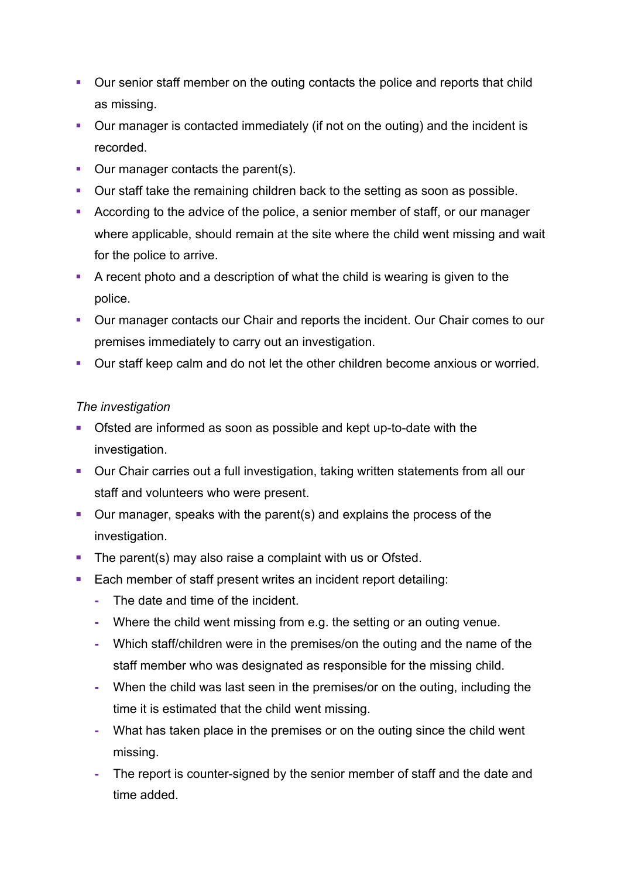- Our senior staff member on the outing contacts the police and reports that child as missing.
- Our manager is contacted immediately (if not on the outing) and the incident is recorded.
- Our manager contacts the parent(s).
- Our staff take the remaining children back to the setting as soon as possible.
- According to the advice of the police, a senior member of staff, or our manager where applicable, should remain at the site where the child went missing and wait for the police to arrive.
- A recent photo and a description of what the child is wearing is given to the police.
- Our manager contacts our Chair and reports the incident. Our Chair comes to our premises immediately to carry out an investigation.
- Our staff keep calm and do not let the other children become anxious or worried.

*The investigation*

- Ofsted are informed as soon as possible and kept up-to-date with the investigation.
- Our Chair carries out a full investigation, taking written statements from all our staff and volunteers who were present.
- Our manager, speaks with the parent(s) and explains the process of the investigation.
- The parent(s) may also raise a complaint with us or Ofsted.
- Each member of staff present writes an incident report detailing:
  - The date and time of the incident.
  - Where the child went missing from e.g. the setting or an outing venue.
  - Which staff/children were in the premises/on the outing and the name of the staff member who was designated as responsible for the missing child.
  - When the child was last seen in the premises/or on the outing, including the time it is estimated that the child went missing.
  - What has taken place in the premises or on the outing since the child went missing.
  - The report is counter-signed by the senior member of staff and the date and time added.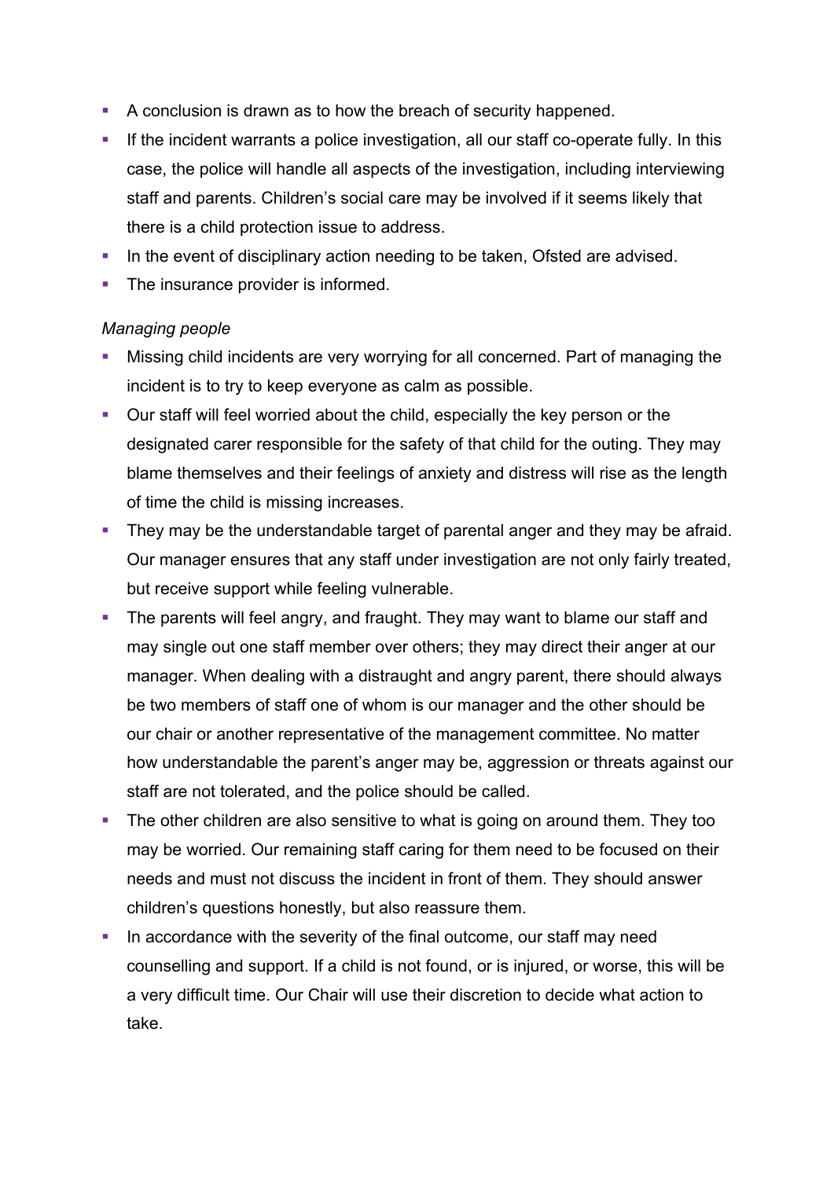- A conclusion is drawn as to how the breach of security happened.
- If the incident warrants a police investigation, all our staff co-operate fully. In this case, the police will handle all aspects of the investigation, including interviewing staff and parents. Children's social care may be involved if it seems likely that there is a child protection issue to address.
- In the event of disciplinary action needing to be taken, Ofsted are advised.
- The insurance provider is informed.

*Managing people*

- Missing child incidents are very worrying for all concerned. Part of managing the incident is to try to keep everyone as calm as possible.
- Our staff will feel worried about the child, especially the key person or the designated carer responsible for the safety of that child for the outing. They may blame themselves and their feelings of anxiety and distress will rise as the length of time the child is missing increases.
- They may be the understandable target of parental anger and they may be afraid. Our manager ensures that any staff under investigation are not only fairly treated, but receive support while feeling vulnerable.
- The parents will feel angry, and fraught. They may want to blame our staff and may single out one staff member over others; they may direct their anger at our manager. When dealing with a distraught and angry parent, there should always be two members of staff one of whom is our manager and the other should be our chair or another representative of the management committee. No matter how understandable the parent's anger may be, aggression or threats against our staff are not tolerated, and the police should be called.
- The other children are also sensitive to what is going on around them. They too may be worried. Our remaining staff caring for them need to be focused on their needs and must not discuss the incident in front of them. They should answer children's questions honestly, but also reassure them.
- In accordance with the severity of the final outcome, our staff may need counselling and support. If a child is not found, or is injured, or worse, this will be a very difficult time. Our Chair will use their discretion to decide what action to take.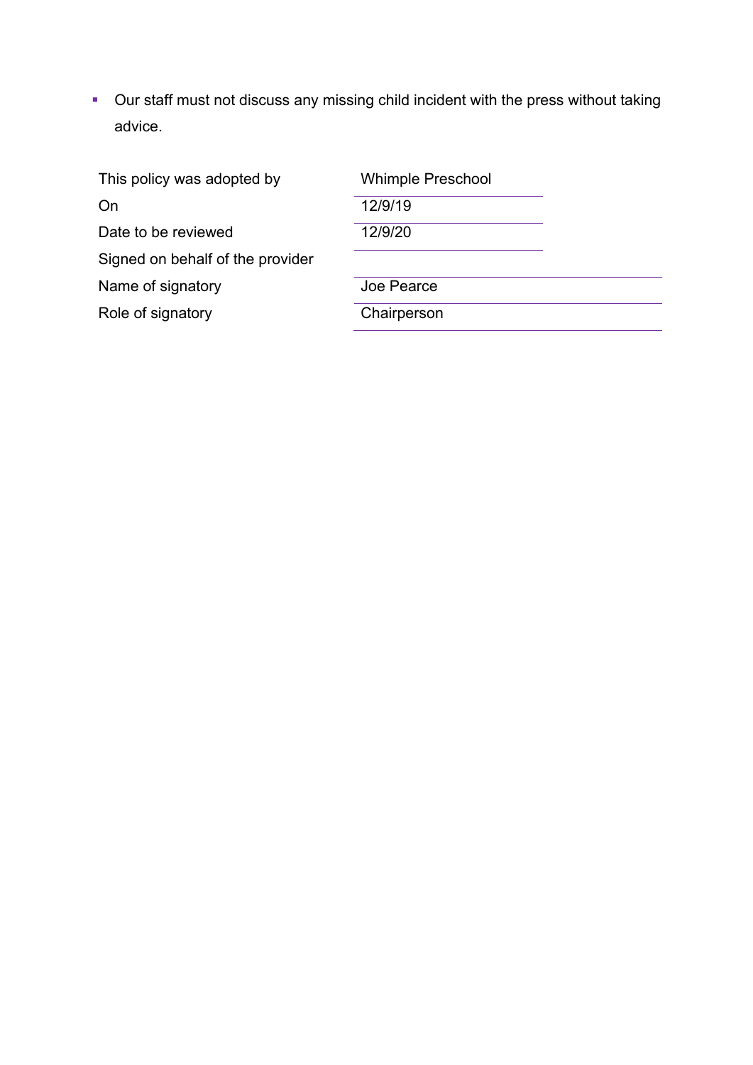- Our staff must not discuss any missing child incident with the press without taking advice.

| | |
|---|---|
| This policy was adopted by | Whimple Preschool |
| On | 12/9/19 |
| Date to be reviewed | 12/9/20 |
| Signed on behalf of the provider | |
| Name of signatory | Joe Pearce |
| Role of signatory | Chairperson |